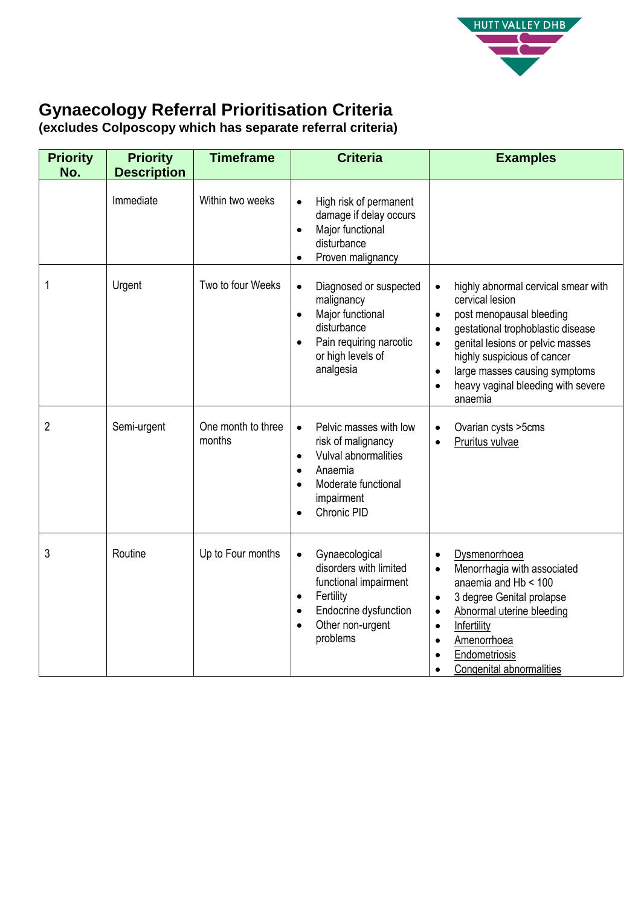HUTT VALLEY DHB

# Gynaecology Referral Prioritisation Criteria

**(excludes Colposcopy which has separate referral criteria)**

| Priority No. | Priority Description | Timeframe | Criteria | Examples |
|---|---|---|---|---|
| | Immediate | Within two weeks | • High risk of permanent damage if delay occurs<br>• Major functional disturbance<br>• Proven malignancy | |
| 1 | Urgent | Two to four Weeks | • Diagnosed or suspected malignancy<br>• Major functional disturbance<br>• Pain requiring narcotic or high levels of analgesia | • highly abnormal cervical smear with cervical lesion<br>• post menopausal bleeding<br>• gestational trophoblastic disease<br>• genital lesions or pelvic masses highly suspicious of cancer<br>• large masses causing symptoms<br>• heavy vaginal bleeding with severe anaemia |
| 2 | Semi-urgent | One month to three months | • Pelvic masses with low risk of malignancy<br>• Vulval abnormalities<br>• Anaemia<br>• Moderate functional impairment<br>• Chronic PID | • Ovarian cysts >5cms<br>• Pruritus vulvae |
| 3 | Routine | Up to Four months | • Gynaecological disorders with limited functional impairment<br>• Fertility<br>• Endocrine dysfunction<br>• Other non-urgent problems | • Dysmenorrhoea<br>• Menorrhagia with associated anaemia and Hb < 100<br>• 3 degree Genital prolapse<br>• Abnormal uterine bleeding<br>• Infertility<br>• Amenorrhoea<br>• Endometriosis<br>• Congenital abnormalities |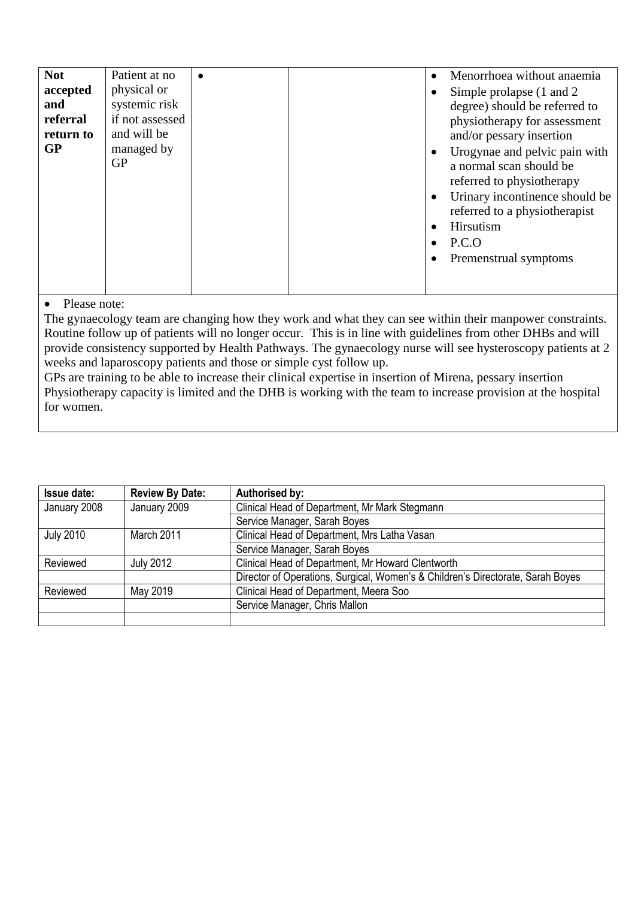| | | | | |
|---|---|---|---|---|
| **Not accepted and referral return to GP** | Patient at no physical or systemic risk if not assessed and will be managed by GP | • | | • Menorrhoea without anaemia<br>• Simple prolapse (1 and 2 degree) should be referred to physiotherapy for assessment and/or pessary insertion<br>• Urogynae and pelvic pain with a normal scan should be referred to physiotherapy<br>• Urinary incontinence should be referred to a physiotherapist<br>• Hirsutism<br>• P.C.O<br>• Premenstrual symptoms |

- Please note:

The gynaecology team are changing how they work and what they can see within their manpower constraints. Routine follow up of patients will no longer occur. This is in line with guidelines from other DHBs and will provide consistency supported by Health Pathways. The gynaecology nurse will see hysteroscopy patients at 2 weeks and laparoscopy patients and those or simple cyst follow up.

GPs are training to be able to increase their clinical expertise in insertion of Mirena, pessary insertion

Physiotherapy capacity is limited and the DHB is working with the team to increase provision at the hospital for women.

| Issue date: | Review By Date: | Authorised by: |
|---|---|---|
| January 2008 | January 2009 | Clinical Head of Department, Mr Mark Stegmann |
| | | Service Manager, Sarah Boyes |
| July 2010 | March 2011 | Clinical Head of Department, Mrs Latha Vasan |
| | | Service Manager, Sarah Boyes |
| Reviewed | July 2012 | Clinical Head of Department, Mr Howard Clentworth |
| | | Director of Operations, Surgical, Women's & Children's Directorate, Sarah Boyes |
| Reviewed | May 2019 | Clinical Head of Department, Meera Soo |
| | | Service Manager, Chris Mallon |
| | | |